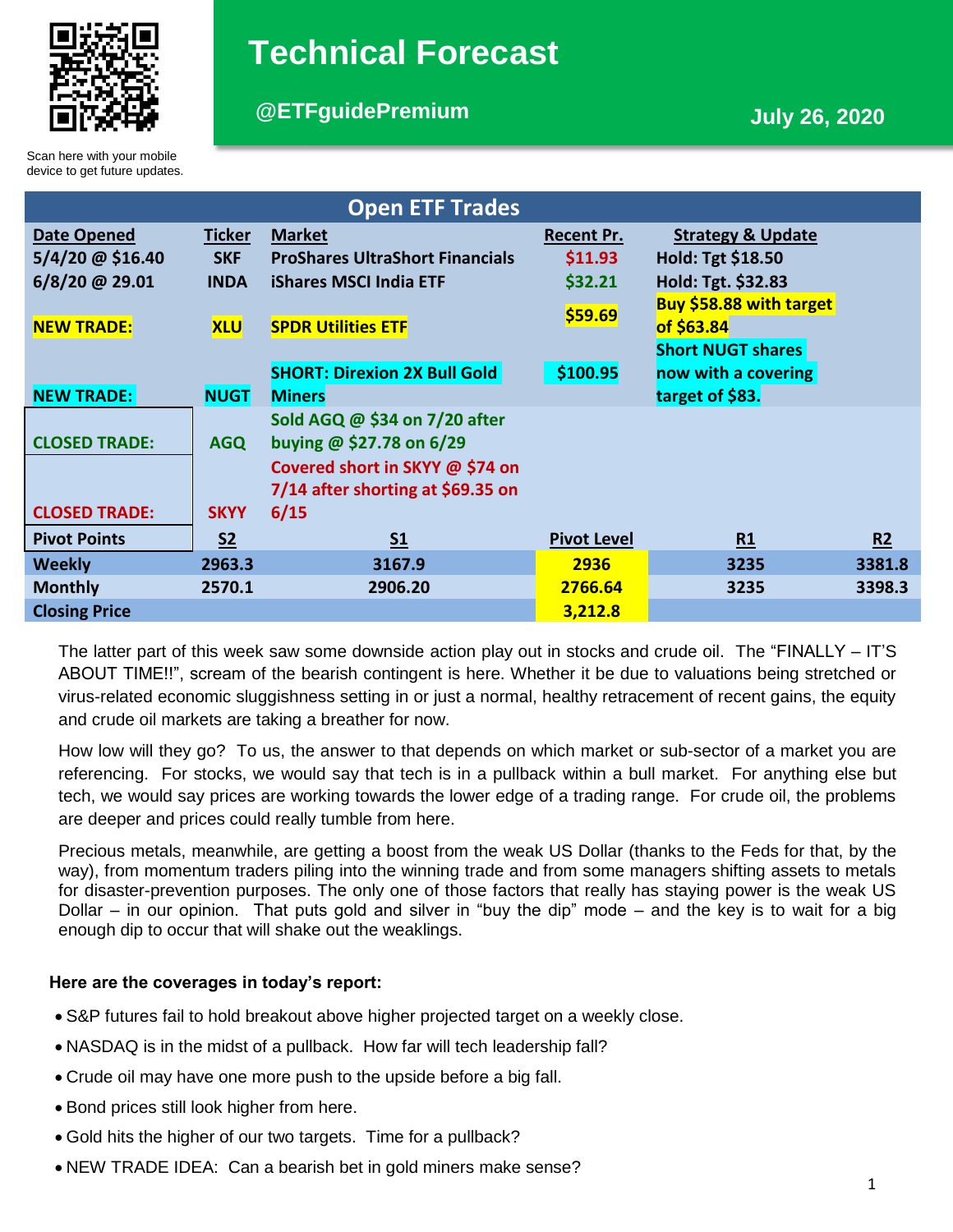# Technical Forecast

**@ETFguidePremium**

**July 26, 2020**

Scan here with your mobile device to get future updates.

## Open ETF Trades

| Date Opened | Ticker | Market | Recent Pr. | Strategy & Update | |
|---|---|---|---|---|---|
| 5/4/20 @ $16.40 | SKF | ProShares UltraShort Financials | $11.93 | Hold: Tgt $18.50 | |
| 6/8/20 @ 29.01 | INDA | iShares MSCI India ETF | $32.21 | Hold: Tgt. $32.83 | |
| NEW TRADE: | XLU | SPDR Utilities ETF | $59.69 | Buy $58.88 with target of $63.84 | |
| NEW TRADE: | NUGT | SHORT: Direxion 2X Bull Gold Miners | $100.95 | Short NUGT shares now with a covering target of $83. | |
| CLOSED TRADE: | AGQ | Sold AGQ @ $34 on 7/20 after buying @ $27.78 on 6/29 | | | |
| CLOSED TRADE: | SKYY | Covered short in SKYY @ $74 on 7/14 after shorting at $69.35 on 6/15 | | | |
| **Pivot Points** | **S2** | **S1** | **Pivot Level** | **R1** | **R2** |
| **Weekly** | 2963.3 | 3167.9 | 2936 | 3235 | 3381.8 |
| **Monthly** | 2570.1 | 2906.20 | 2766.64 | 3235 | 3398.3 |
| **Closing Price** | | | 3,212.8 | | |

The latter part of this week saw some downside action play out in stocks and crude oil. The "FINALLY – IT'S ABOUT TIME!!", scream of the bearish contingent is here. Whether it be due to valuations being stretched or virus-related economic sluggishness setting in or just a normal, healthy retracement of recent gains, the equity and crude oil markets are taking a breather for now.

How low will they go? To us, the answer to that depends on which market or sub-sector of a market you are referencing. For stocks, we would say that tech is in a pullback within a bull market. For anything else but tech, we would say prices are working towards the lower edge of a trading range. For crude oil, the problems are deeper and prices could really tumble from here.

Precious metals, meanwhile, are getting a boost from the weak US Dollar (thanks to the Feds for that, by the way), from momentum traders piling into the winning trade and from some managers shifting assets to metals for disaster-prevention purposes. The only one of those factors that really has staying power is the weak US Dollar – in our opinion. That puts gold and silver in "buy the dip" mode – and the key is to wait for a big enough dip to occur that will shake out the weaklings.

**Here are the coverages in today's report:**

- S&P futures fail to hold breakout above higher projected target on a weekly close.
- NASDAQ is in the midst of a pullback. How far will tech leadership fall?
- Crude oil may have one more push to the upside before a big fall.
- Bond prices still look higher from here.
- Gold hits the higher of our two targets. Time for a pullback?
- NEW TRADE IDEA: Can a bearish bet in gold miners make sense?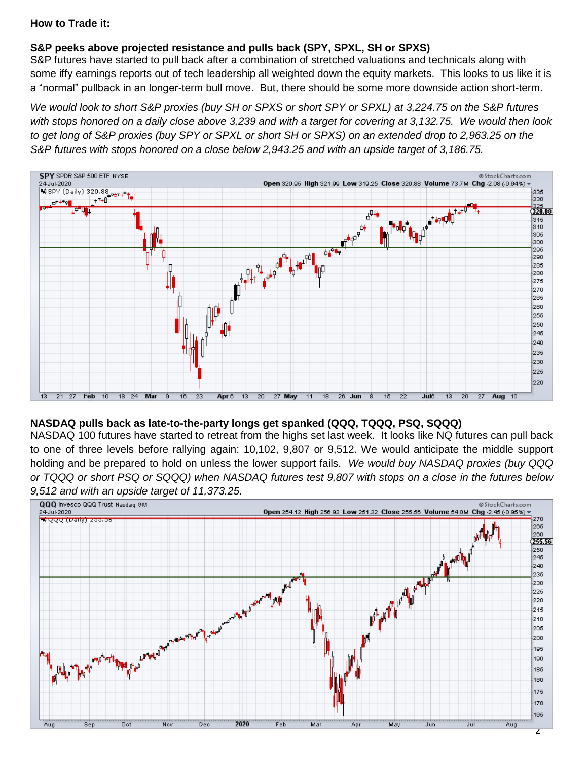**How to Trade it:**

**S&P peeks above projected resistance and pulls back (SPY, SPXL, SH or SPXS)**

S&P futures have started to pull back after a combination of stretched valuations and technicals along with some iffy earnings reports out of tech leadership all weighted down the equity markets. This looks to us like it is a "normal" pullback in an longer-term bull move. But, there should be some more downside action short-term.

*We would look to short S&P proxies (buy SH or SPXS or short SPY or SPXL) at 3,224.75 on the S&P futures with stops honored on a daily close above 3,239 and with a target for covering at 3,132.75. We would then look to get long of S&P proxies (buy SPY or SPXL or short SH or SPXS) on an extended drop to 2,963.25 on the S&P futures with stops honored on a close below 2,943.25 and with an upside target of 3,186.75.*

**NASDAQ pulls back as late-to-the-party longs get spanked (QQQ, TQQQ, PSQ, SQQQ)**

NASDAQ 100 futures have started to retreat from the highs set last week. It looks like NQ futures can pull back to one of three levels before rallying again: 10,102, 9,807 or 9,512. We would anticipate the middle support holding and be prepared to hold on unless the lower support fails. *We would buy NASDAQ proxies (buy QQQ or TQQQ or short PSQ or SQQQ) when NASDAQ futures test 9,807 with stops on a close in the futures below 9,512 and with an upside target of 11,373.25.*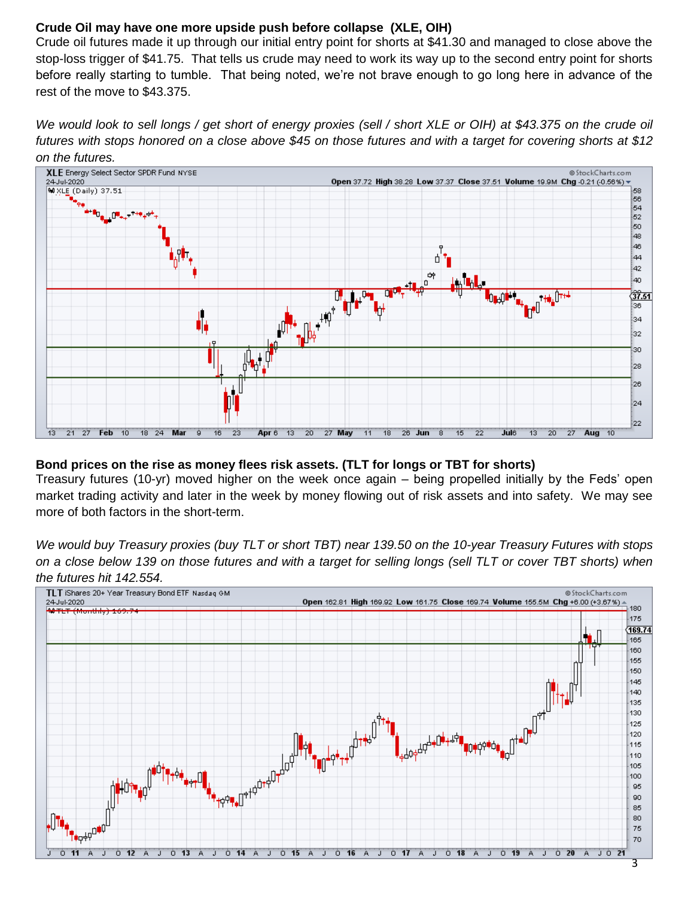**Crude Oil may have one more upside push before collapse (XLE, OIH)**

Crude oil futures made it up through our initial entry point for shorts at $41.30 and managed to close above the stop-loss trigger of $41.75. That tells us crude may need to work its way up to the second entry point for shorts before really starting to tumble. That being noted, we're not brave enough to go long here in advance of the rest of the move to $43.375.

*We would look to sell longs / get short of energy proxies (sell / short XLE or OIH) at $43.375 on the crude oil futures with stops honored on a close above $45 on those futures and with a target for covering shorts at $12 on the futures.*

**Bond prices on the rise as money flees risk assets. (TLT for longs or TBT for shorts)**

Treasury futures (10-yr) moved higher on the week once again – being propelled initially by the Feds' open market trading activity and later in the week by money flowing out of risk assets and into safety. We may see more of both factors in the short-term.

*We would buy Treasury proxies (buy TLT or short TBT) near 139.50 on the 10-year Treasury Futures with stops on a close below 139 on those futures and with a target for selling longs (sell TLT or cover TBT shorts) when the futures hit 142.554.*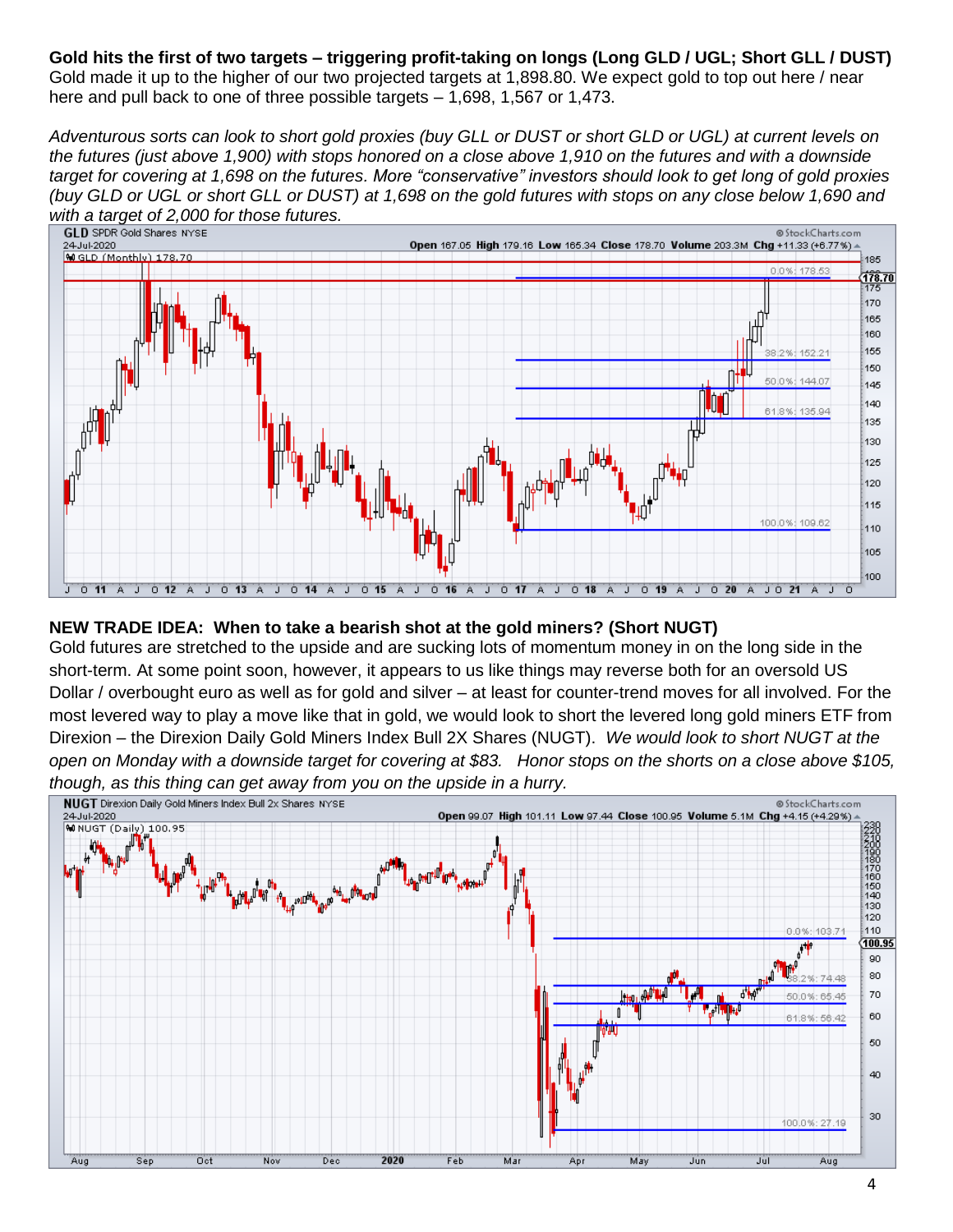**Gold hits the first of two targets – triggering profit-taking on longs (Long GLD / UGL; Short GLL / DUST)**
Gold made it up to the higher of our two projected targets at 1,898.80. We expect gold to top out here / near here and pull back to one of three possible targets – 1,698, 1,567 or 1,473.

*Adventurous sorts can look to short gold proxies (buy GLL or DUST or short GLD or UGL) at current levels on the futures (just above 1,900) with stops honored on a close above 1,910 on the futures and with a downside target for covering at 1,698 on the futures. More "conservative" investors should look to get long of gold proxies (buy GLD or UGL or short GLL or DUST) at 1,698 on the gold futures with stops on any close below 1,690 and with a target of 2,000 for those futures.*

**NEW TRADE IDEA: When to take a bearish shot at the gold miners? (Short NUGT)**
Gold futures are stretched to the upside and are sucking lots of momentum money in on the long side in the short-term. At some point soon, however, it appears to us like things may reverse both for an oversold US Dollar / overbought euro as well as for gold and silver – at least for counter-trend moves for all involved. For the most levered way to play a move like that in gold, we would look to short the levered long gold miners ETF from Direxion – the Direxion Daily Gold Miners Index Bull 2X Shares (NUGT). *We would look to short NUGT at the open on Monday with a downside target for covering at $83. Honor stops on the shorts on a close above $105, though, as this thing can get away from you on the upside in a hurry.*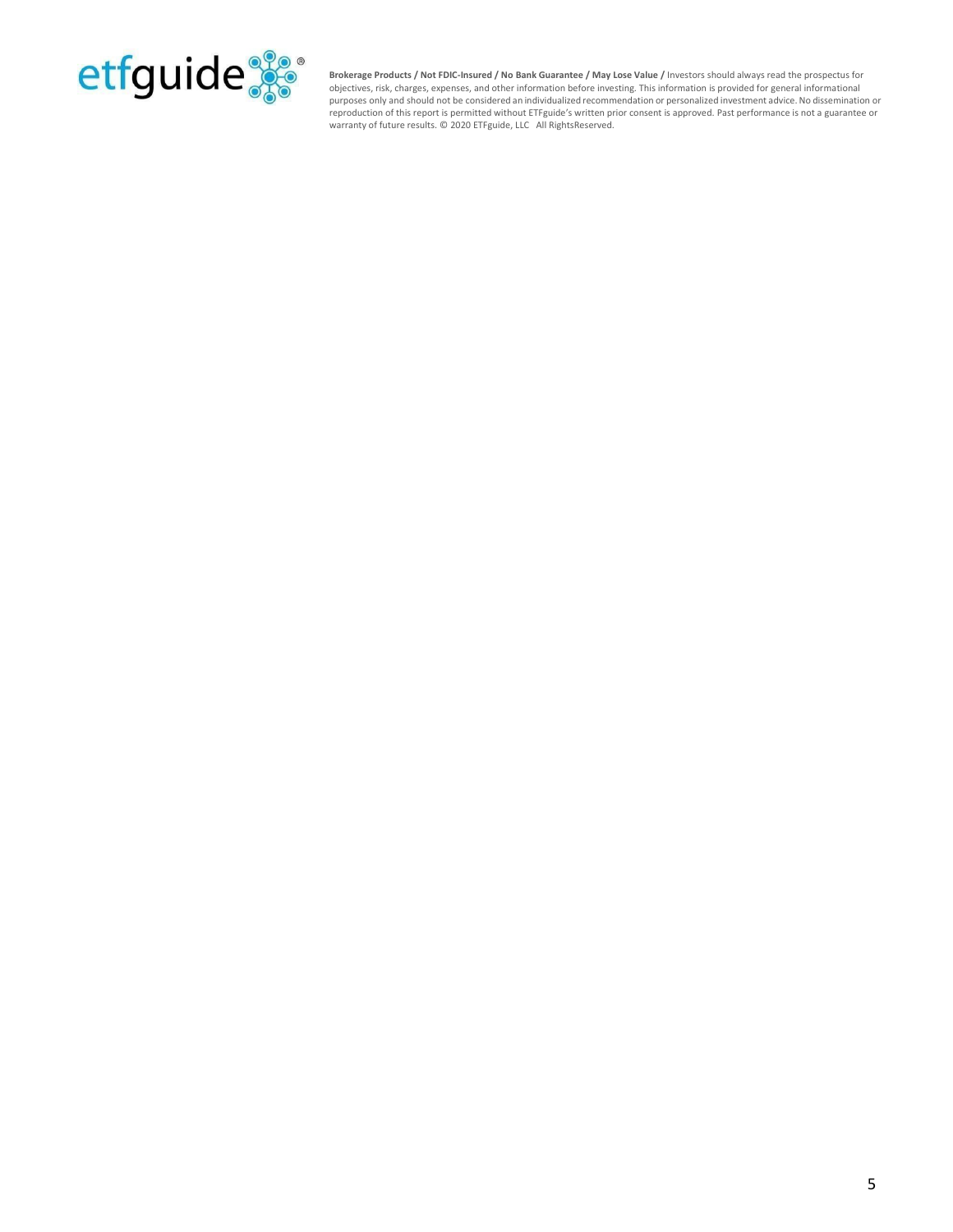**Brokerage Products / Not FDIC-Insured / No Bank Guarantee / May Lose Value /** Investors should always read the prospectus for objectives, risk, charges, expenses, and other information before investing. This information is provided for general informational purposes only and should not be considered an individualized recommendation or personalized investment advice. No dissemination or reproduction of this report is permitted without ETFguide's written prior consent is approved. Past performance is not a guarantee or warranty of future results. © 2020 ETFguide, LLC All RightsReserved.